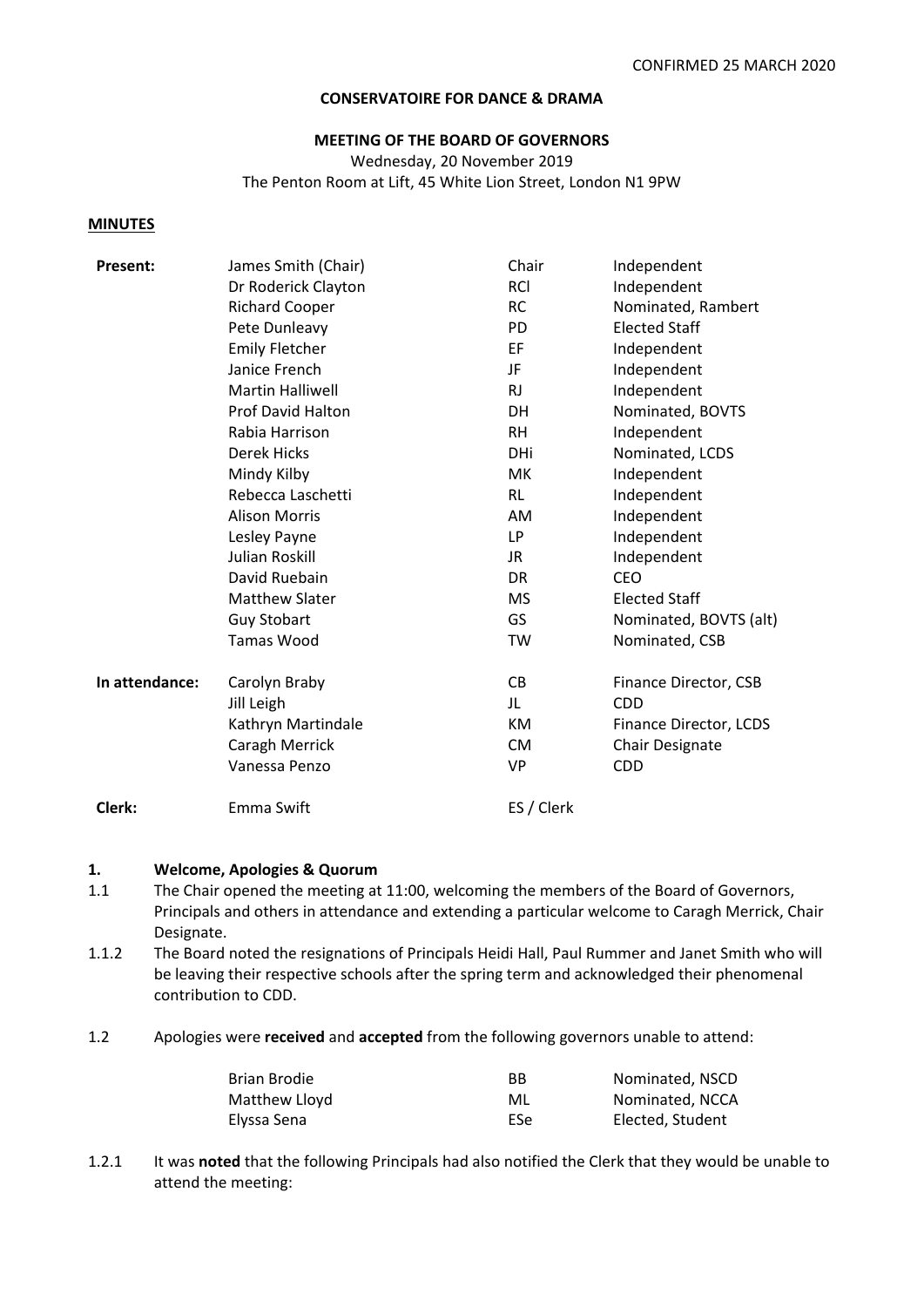CONFIRMED 25 MARCH 2020

**CONSERVATOIRE FOR DANCE & DRAMA**

**MEETING OF THE BOARD OF GOVERNORS**

Wednesday, 20 November 2019

The Penton Room at Lift, 45 White Lion Street, London N1 9PW

**MINUTES**

| | | | |
|---|---|---|---|
| **Present:** | James Smith (Chair) | Chair | Independent |
| | Dr Roderick Clayton | RCl | Independent |
| | Richard Cooper | RC | Nominated, Rambert |
| | Pete Dunleavy | PD | Elected Staff |
| | Emily Fletcher | EF | Independent |
| | Janice French | JF | Independent |
| | Martin Halliwell | RJ | Independent |
| | Prof David Halton | DH | Nominated, BOVTS |
| | Rabia Harrison | RH | Independent |
| | Derek Hicks | DHi | Nominated, LCDS |
| | Mindy Kilby | MK | Independent |
| | Rebecca Laschetti | RL | Independent |
| | Alison Morris | AM | Independent |
| | Lesley Payne | LP | Independent |
| | Julian Roskill | JR | Independent |
| | David Ruebain | DR | CEO |
| | Matthew Slater | MS | Elected Staff |
| | Guy Stobart | GS | Nominated, BOVTS (alt) |
| | Tamas Wood | TW | Nominated, CSB |
| **In attendance:** | Carolyn Braby | CB | Finance Director, CSB |
| | Jill Leigh | JL | CDD |
| | Kathryn Martindale | KM | Finance Director, LCDS |
| | Caragh Merrick | CM | Chair Designate |
| | Vanessa Penzo | VP | CDD |
| **Clerk:** | Emma Swift | ES / Clerk | |

## 1. Welcome, Apologies & Quorum

1.1 The Chair opened the meeting at 11:00, welcoming the members of the Board of Governors, Principals and others in attendance and extending a particular welcome to Caragh Merrick, Chair Designate.

1.1.2 The Board noted the resignations of Principals Heidi Hall, Paul Rummer and Janet Smith who will be leaving their respective schools after the spring term and acknowledged their phenomenal contribution to CDD.

1.2 Apologies were **received** and **accepted** from the following governors unable to attend:

| | | |
|---|---|---|
| Brian Brodie | BB | Nominated, NSCD |
| Matthew Lloyd | ML | Nominated, NCCA |
| Elyssa Sena | ESe | Elected, Student |

1.2.1 It was **noted** that the following Principals had also notified the Clerk that they would be unable to attend the meeting: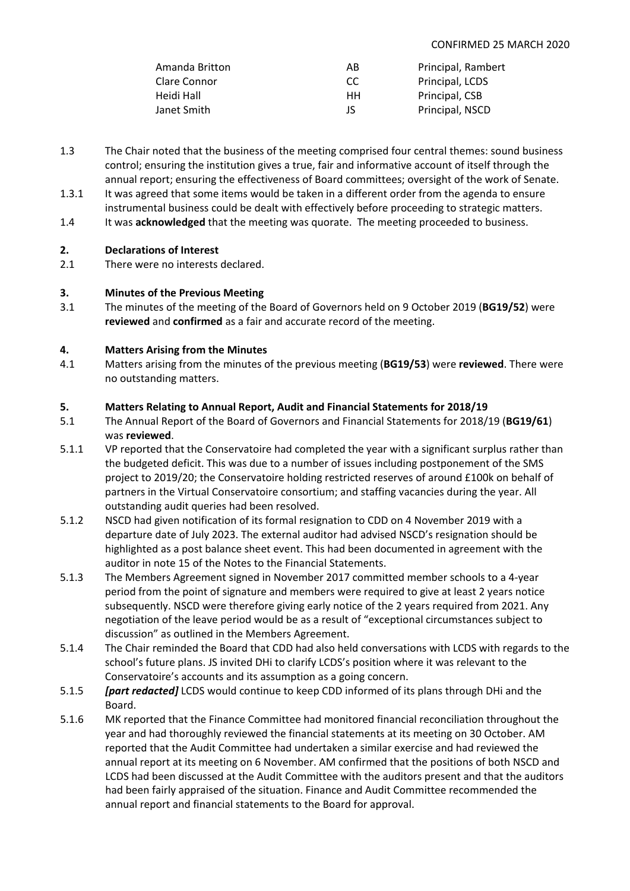CONFIRMED 25 MARCH 2020

| | | |
|---|---|---|
| Amanda Britton | AB | Principal, Rambert |
| Clare Connor | CC | Principal, LCDS |
| Heidi Hall | HH | Principal, CSB |
| Janet Smith | JS | Principal, NSCD |

1.3 The Chair noted that the business of the meeting comprised four central themes: sound business control; ensuring the institution gives a true, fair and informative account of itself through the annual report; ensuring the effectiveness of Board committees; oversight of the work of Senate.

1.3.1 It was agreed that some items would be taken in a different order from the agenda to ensure instrumental business could be dealt with effectively before proceeding to strategic matters.

1.4 It was **acknowledged** that the meeting was quorate. The meeting proceeded to business.

## 2. Declarations of Interest

2.1 There were no interests declared.

## 3. Minutes of the Previous Meeting

3.1 The minutes of the meeting of the Board of Governors held on 9 October 2019 (**BG19/52**) were **reviewed** and **confirmed** as a fair and accurate record of the meeting.

## 4. Matters Arising from the Minutes

4.1 Matters arising from the minutes of the previous meeting (**BG19/53**) were **reviewed**. There were no outstanding matters.

## 5. Matters Relating to Annual Report, Audit and Financial Statements for 2018/19

5.1 The Annual Report of the Board of Governors and Financial Statements for 2018/19 (**BG19/61**) was **reviewed**.

5.1.1 VP reported that the Conservatoire had completed the year with a significant surplus rather than the budgeted deficit. This was due to a number of issues including postponement of the SMS project to 2019/20; the Conservatoire holding restricted reserves of around £100k on behalf of partners in the Virtual Conservatoire consortium; and staffing vacancies during the year. All outstanding audit queries had been resolved.

5.1.2 NSCD had given notification of its formal resignation to CDD on 4 November 2019 with a departure date of July 2023. The external auditor had advised NSCD's resignation should be highlighted as a post balance sheet event. This had been documented in agreement with the auditor in note 15 of the Notes to the Financial Statements.

5.1.3 The Members Agreement signed in November 2017 committed member schools to a 4-year period from the point of signature and members were required to give at least 2 years notice subsequently. NSCD were therefore giving early notice of the 2 years required from 2021. Any negotiation of the leave period would be as a result of "exceptional circumstances subject to discussion" as outlined in the Members Agreement.

5.1.4 The Chair reminded the Board that CDD had also held conversations with LCDS with regards to the school's future plans. JS invited DHi to clarify LCDS's position where it was relevant to the Conservatoire's accounts and its assumption as a going concern.

5.1.5 ***[part redacted]*** LCDS would continue to keep CDD informed of its plans through DHi and the Board.

5.1.6 MK reported that the Finance Committee had monitored financial reconciliation throughout the year and had thoroughly reviewed the financial statements at its meeting on 30 October. AM reported that the Audit Committee had undertaken a similar exercise and had reviewed the annual report at its meeting on 6 November. AM confirmed that the positions of both NSCD and LCDS had been discussed at the Audit Committee with the auditors present and that the auditors had been fairly appraised of the situation. Finance and Audit Committee recommended the annual report and financial statements to the Board for approval.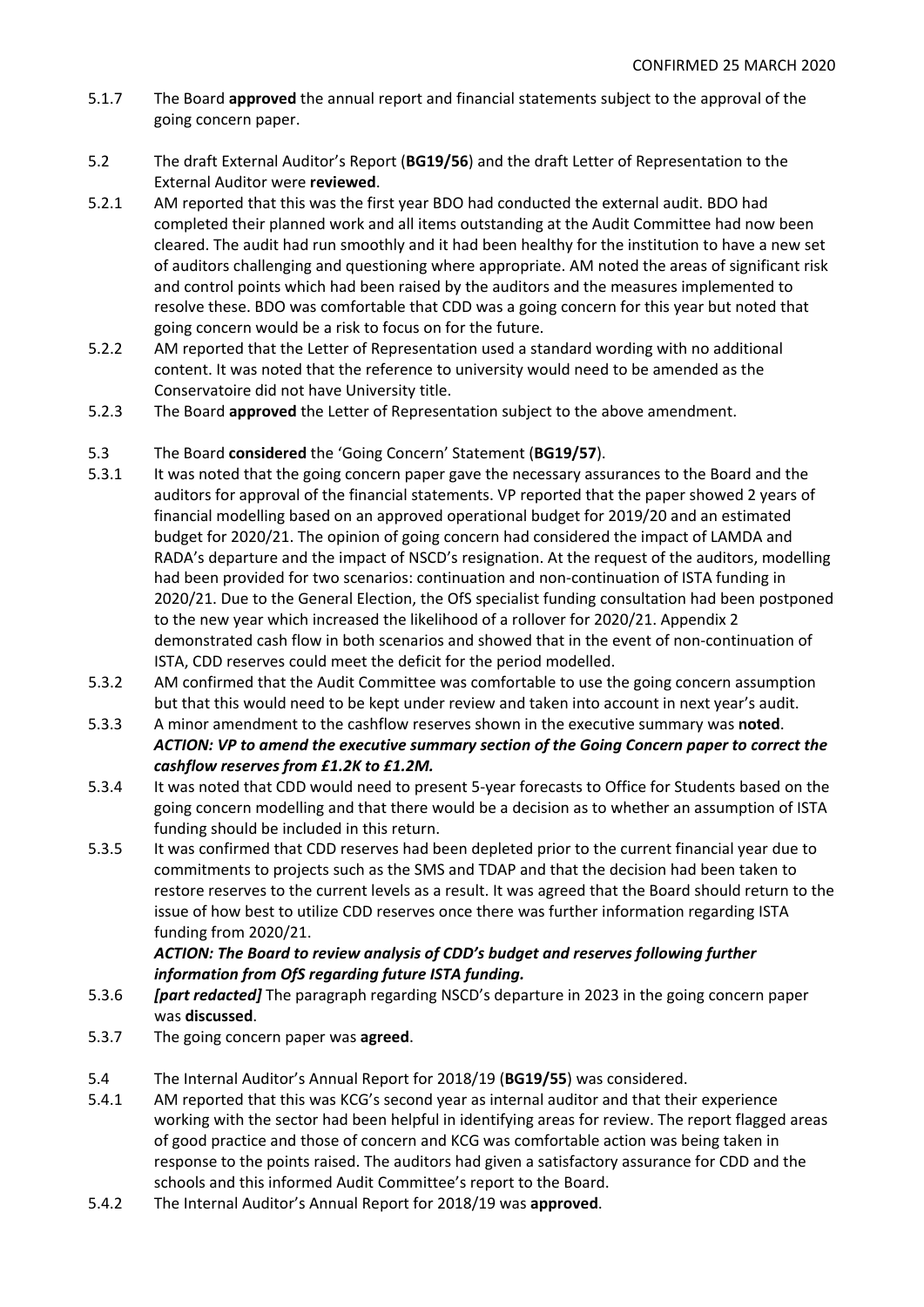CONFIRMED 25 MARCH 2020

5.1.7 The Board **approved** the annual report and financial statements subject to the approval of the going concern paper.

5.2 The draft External Auditor's Report (**BG19/56**) and the draft Letter of Representation to the External Auditor were **reviewed**.

5.2.1 AM reported that this was the first year BDO had conducted the external audit. BDO had completed their planned work and all items outstanding at the Audit Committee had now been cleared. The audit had run smoothly and it had been healthy for the institution to have a new set of auditors challenging and questioning where appropriate. AM noted the areas of significant risk and control points which had been raised by the auditors and the measures implemented to resolve these. BDO was comfortable that CDD was a going concern for this year but noted that going concern would be a risk to focus on for the future.

5.2.2 AM reported that the Letter of Representation used a standard wording with no additional content. It was noted that the reference to university would need to be amended as the Conservatoire did not have University title.

5.2.3 The Board **approved** the Letter of Representation subject to the above amendment.

5.3 The Board **considered** the 'Going Concern' Statement (**BG19/57**).

5.3.1 It was noted that the going concern paper gave the necessary assurances to the Board and the auditors for approval of the financial statements. VP reported that the paper showed 2 years of financial modelling based on an approved operational budget for 2019/20 and an estimated budget for 2020/21. The opinion of going concern had considered the impact of LAMDA and RADA's departure and the impact of NSCD's resignation. At the request of the auditors, modelling had been provided for two scenarios: continuation and non-continuation of ISTA funding in 2020/21. Due to the General Election, the OfS specialist funding consultation had been postponed to the new year which increased the likelihood of a rollover for 2020/21. Appendix 2 demonstrated cash flow in both scenarios and showed that in the event of non-continuation of ISTA, CDD reserves could meet the deficit for the period modelled.

5.3.2 AM confirmed that the Audit Committee was comfortable to use the going concern assumption but that this would need to be kept under review and taken into account in next year's audit.

5.3.3 A minor amendment to the cashflow reserves shown in the executive summary was **noted**.
***ACTION: VP to amend the executive summary section of the Going Concern paper to correct the cashflow reserves from £1.2K to £1.2M.***

5.3.4 It was noted that CDD would need to present 5-year forecasts to Office for Students based on the going concern modelling and that there would be a decision as to whether an assumption of ISTA funding should be included in this return.

5.3.5 It was confirmed that CDD reserves had been depleted prior to the current financial year due to commitments to projects such as the SMS and TDAP and that the decision had been taken to restore reserves to the current levels as a result. It was agreed that the Board should return to the issue of how best to utilize CDD reserves once there was further information regarding ISTA funding from 2020/21.
***ACTION: The Board to review analysis of CDD's budget and reserves following further information from OfS regarding future ISTA funding.***

5.3.6 ***[part redacted]*** The paragraph regarding NSCD's departure in 2023 in the going concern paper was **discussed**.

5.3.7 The going concern paper was **agreed**.

5.4 The Internal Auditor's Annual Report for 2018/19 (**BG19/55**) was considered.

5.4.1 AM reported that this was KCG's second year as internal auditor and that their experience working with the sector had been helpful in identifying areas for review. The report flagged areas of good practice and those of concern and KCG was comfortable action was being taken in response to the points raised. The auditors had given a satisfactory assurance for CDD and the schools and this informed Audit Committee's report to the Board.

5.4.2 The Internal Auditor's Annual Report for 2018/19 was **approved**.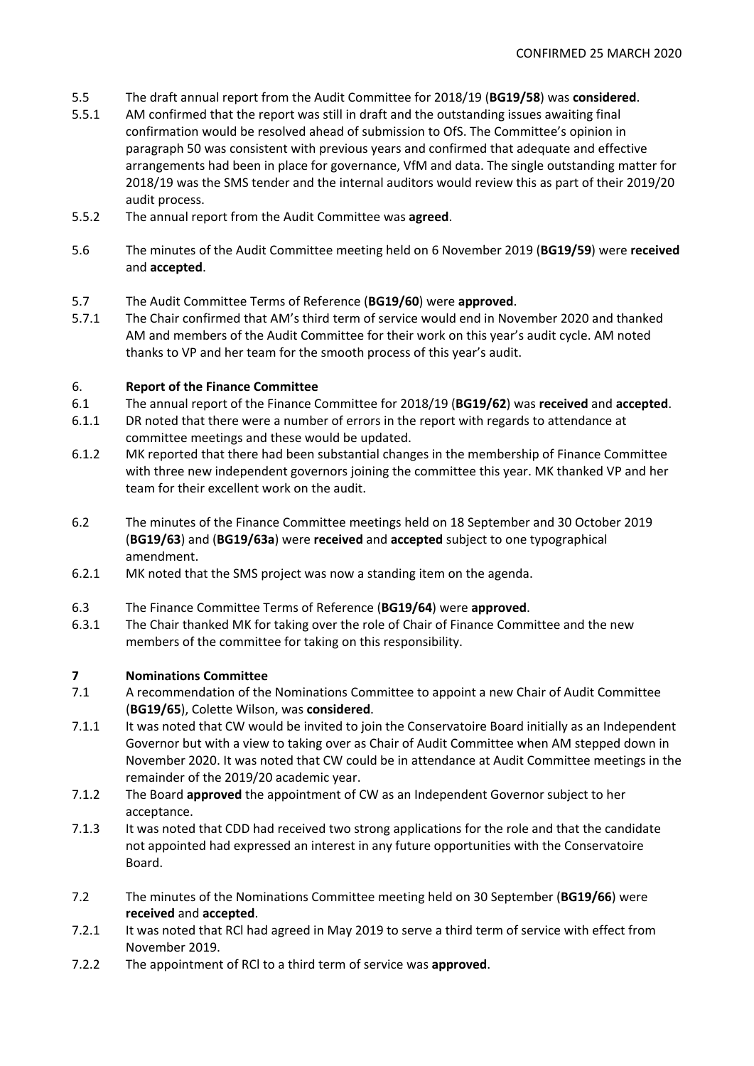5.5 The draft annual report from the Audit Committee for 2018/19 (**BG19/58**) was **considered**.

5.5.1 AM confirmed that the report was still in draft and the outstanding issues awaiting final confirmation would be resolved ahead of submission to OfS. The Committee's opinion in paragraph 50 was consistent with previous years and confirmed that adequate and effective arrangements had been in place for governance, VfM and data. The single outstanding matter for 2018/19 was the SMS tender and the internal auditors would review this as part of their 2019/20 audit process.

5.5.2 The annual report from the Audit Committee was **agreed**.

5.6 The minutes of the Audit Committee meeting held on 6 November 2019 (**BG19/59**) were **received** and **accepted**.

5.7 The Audit Committee Terms of Reference (**BG19/60**) were **approved**.

5.7.1 The Chair confirmed that AM's third term of service would end in November 2020 and thanked AM and members of the Audit Committee for their work on this year's audit cycle. AM noted thanks to VP and her team for the smooth process of this year's audit.

## 6. Report of the Finance Committee

6.1 The annual report of the Finance Committee for 2018/19 (**BG19/62**) was **received** and **accepted**.

6.1.1 DR noted that there were a number of errors in the report with regards to attendance at committee meetings and these would be updated.

6.1.2 MK reported that there had been substantial changes in the membership of Finance Committee with three new independent governors joining the committee this year. MK thanked VP and her team for their excellent work on the audit.

6.2 The minutes of the Finance Committee meetings held on 18 September and 30 October 2019 (**BG19/63**) and (**BG19/63a**) were **received** and **accepted** subject to one typographical amendment.

6.2.1 MK noted that the SMS project was now a standing item on the agenda.

6.3 The Finance Committee Terms of Reference (**BG19/64**) were **approved**.

6.3.1 The Chair thanked MK for taking over the role of Chair of Finance Committee and the new members of the committee for taking on this responsibility.

## 7 Nominations Committee

7.1 A recommendation of the Nominations Committee to appoint a new Chair of Audit Committee (**BG19/65**), Colette Wilson, was **considered**.

7.1.1 It was noted that CW would be invited to join the Conservatoire Board initially as an Independent Governor but with a view to taking over as Chair of Audit Committee when AM stepped down in November 2020. It was noted that CW could be in attendance at Audit Committee meetings in the remainder of the 2019/20 academic year.

7.1.2 The Board **approved** the appointment of CW as an Independent Governor subject to her acceptance.

7.1.3 It was noted that CDD had received two strong applications for the role and that the candidate not appointed had expressed an interest in any future opportunities with the Conservatoire Board.

7.2 The minutes of the Nominations Committee meeting held on 30 September (**BG19/66**) were **received** and **accepted**.

7.2.1 It was noted that RCl had agreed in May 2019 to serve a third term of service with effect from November 2019.

7.2.2 The appointment of RCl to a third term of service was **approved**.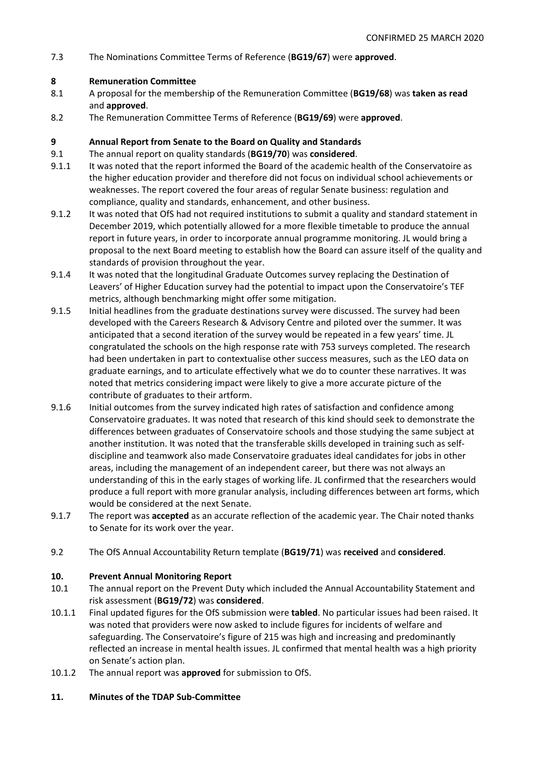7.3 The Nominations Committee Terms of Reference (**BG19/67**) were **approved**.

## 8 Remuneration Committee

8.1 A proposal for the membership of the Remuneration Committee (**BG19/68**) was **taken as read** and **approved**.

8.2 The Remuneration Committee Terms of Reference (**BG19/69**) were **approved**.

## 9 Annual Report from Senate to the Board on Quality and Standards

9.1 The annual report on quality standards (**BG19/70**) was **considered**.

9.1.1 It was noted that the report informed the Board of the academic health of the Conservatoire as the higher education provider and therefore did not focus on individual school achievements or weaknesses. The report covered the four areas of regular Senate business: regulation and compliance, quality and standards, enhancement, and other business.

9.1.2 It was noted that OfS had not required institutions to submit a quality and standard statement in December 2019, which potentially allowed for a more flexible timetable to produce the annual report in future years, in order to incorporate annual programme monitoring. JL would bring a proposal to the next Board meeting to establish how the Board can assure itself of the quality and standards of provision throughout the year.

9.1.4 It was noted that the longitudinal Graduate Outcomes survey replacing the Destination of Leavers' of Higher Education survey had the potential to impact upon the Conservatoire's TEF metrics, although benchmarking might offer some mitigation.

9.1.5 Initial headlines from the graduate destinations survey were discussed. The survey had been developed with the Careers Research & Advisory Centre and piloted over the summer. It was anticipated that a second iteration of the survey would be repeated in a few years' time. JL congratulated the schools on the high response rate with 753 surveys completed. The research had been undertaken in part to contextualise other success measures, such as the LEO data on graduate earnings, and to articulate effectively what we do to counter these narratives. It was noted that metrics considering impact were likely to give a more accurate picture of the contribute of graduates to their artform.

9.1.6 Initial outcomes from the survey indicated high rates of satisfaction and confidence among Conservatoire graduates. It was noted that research of this kind should seek to demonstrate the differences between graduates of Conservatoire schools and those studying the same subject at another institution. It was noted that the transferable skills developed in training such as self-discipline and teamwork also made Conservatoire graduates ideal candidates for jobs in other areas, including the management of an independent career, but there was not always an understanding of this in the early stages of working life. JL confirmed that the researchers would produce a full report with more granular analysis, including differences between art forms, which would be considered at the next Senate.

9.1.7 The report was **accepted** as an accurate reflection of the academic year. The Chair noted thanks to Senate for its work over the year.

9.2 The OfS Annual Accountability Return template (**BG19/71**) was **received** and **considered**.

## 10. Prevent Annual Monitoring Report

10.1 The annual report on the Prevent Duty which included the Annual Accountability Statement and risk assessment (**BG19/72**) was **considered**.

10.1.1 Final updated figures for the OfS submission were **tabled**. No particular issues had been raised. It was noted that providers were now asked to include figures for incidents of welfare and safeguarding. The Conservatoire's figure of 215 was high and increasing and predominantly reflected an increase in mental health issues. JL confirmed that mental health was a high priority on Senate's action plan.

10.1.2 The annual report was **approved** for submission to OfS.

## 11. Minutes of the TDAP Sub-Committee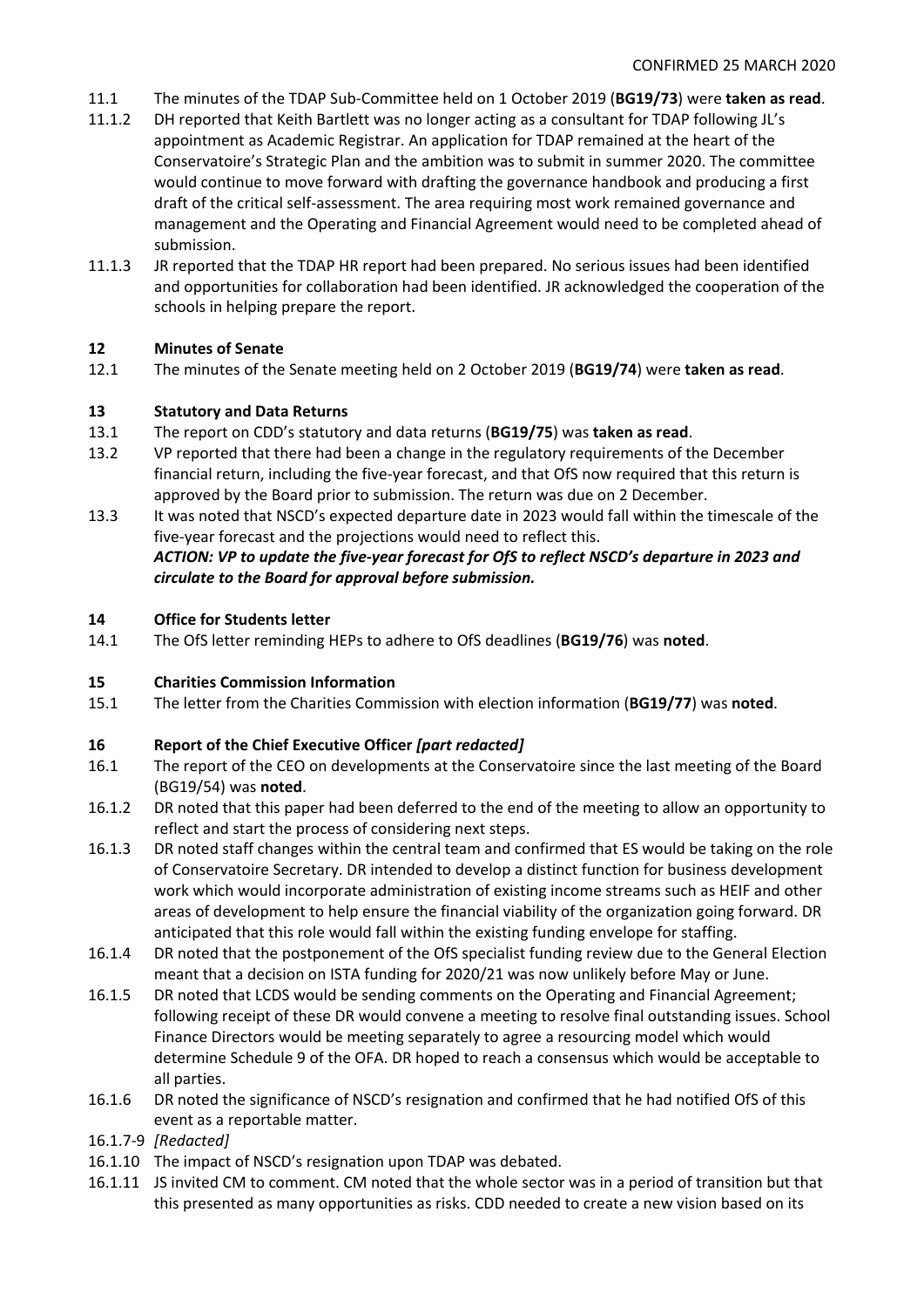CONFIRMED 25 MARCH 2020

11.1 The minutes of the TDAP Sub-Committee held on 1 October 2019 (**BG19/73**) were **taken as read**.

11.1.2 DH reported that Keith Bartlett was no longer acting as a consultant for TDAP following JL's appointment as Academic Registrar. An application for TDAP remained at the heart of the Conservatoire's Strategic Plan and the ambition was to submit in summer 2020. The committee would continue to move forward with drafting the governance handbook and producing a first draft of the critical self-assessment. The area requiring most work remained governance and management and the Operating and Financial Agreement would need to be completed ahead of submission.

11.1.3 JR reported that the TDAP HR report had been prepared. No serious issues had been identified and opportunities for collaboration had been identified. JR acknowledged the cooperation of the schools in helping prepare the report.

## 12 Minutes of Senate

12.1 The minutes of the Senate meeting held on 2 October 2019 (**BG19/74**) were **taken as read**.

## 13 Statutory and Data Returns

13.1 The report on CDD's statutory and data returns (**BG19/75**) was **taken as read**.

13.2 VP reported that there had been a change in the regulatory requirements of the December financial return, including the five-year forecast, and that OfS now required that this return is approved by the Board prior to submission. The return was due on 2 December.

13.3 It was noted that NSCD's expected departure date in 2023 would fall within the timescale of the five-year forecast and the projections would need to reflect this.
***ACTION: VP to update the five-year forecast for OfS to reflect NSCD's departure in 2023 and circulate to the Board for approval before submission.***

## 14 Office for Students letter

14.1 The OfS letter reminding HEPs to adhere to OfS deadlines (**BG19/76**) was **noted**.

## 15 Charities Commission Information

15.1 The letter from the Charities Commission with election information (**BG19/77**) was **noted**.

## 16 Report of the Chief Executive Officer *[part redacted]*

16.1 The report of the CEO on developments at the Conservatoire since the last meeting of the Board (BG19/54) was **noted**.

16.1.2 DR noted that this paper had been deferred to the end of the meeting to allow an opportunity to reflect and start the process of considering next steps.

16.1.3 DR noted staff changes within the central team and confirmed that ES would be taking on the role of Conservatoire Secretary. DR intended to develop a distinct function for business development work which would incorporate administration of existing income streams such as HEIF and other areas of development to help ensure the financial viability of the organization going forward. DR anticipated that this role would fall within the existing funding envelope for staffing.

16.1.4 DR noted that the postponement of the OfS specialist funding review due to the General Election meant that a decision on ISTA funding for 2020/21 was now unlikely before May or June.

16.1.5 DR noted that LCDS would be sending comments on the Operating and Financial Agreement; following receipt of these DR would convene a meeting to resolve final outstanding issues. School Finance Directors would be meeting separately to agree a resourcing model which would determine Schedule 9 of the OFA. DR hoped to reach a consensus which would be acceptable to all parties.

16.1.6 DR noted the significance of NSCD's resignation and confirmed that he had notified OfS of this event as a reportable matter.

16.1.7-9 *[Redacted]*

16.1.10 The impact of NSCD's resignation upon TDAP was debated.

16.1.11 JS invited CM to comment. CM noted that the whole sector was in a period of transition but that this presented as many opportunities as risks. CDD needed to create a new vision based on its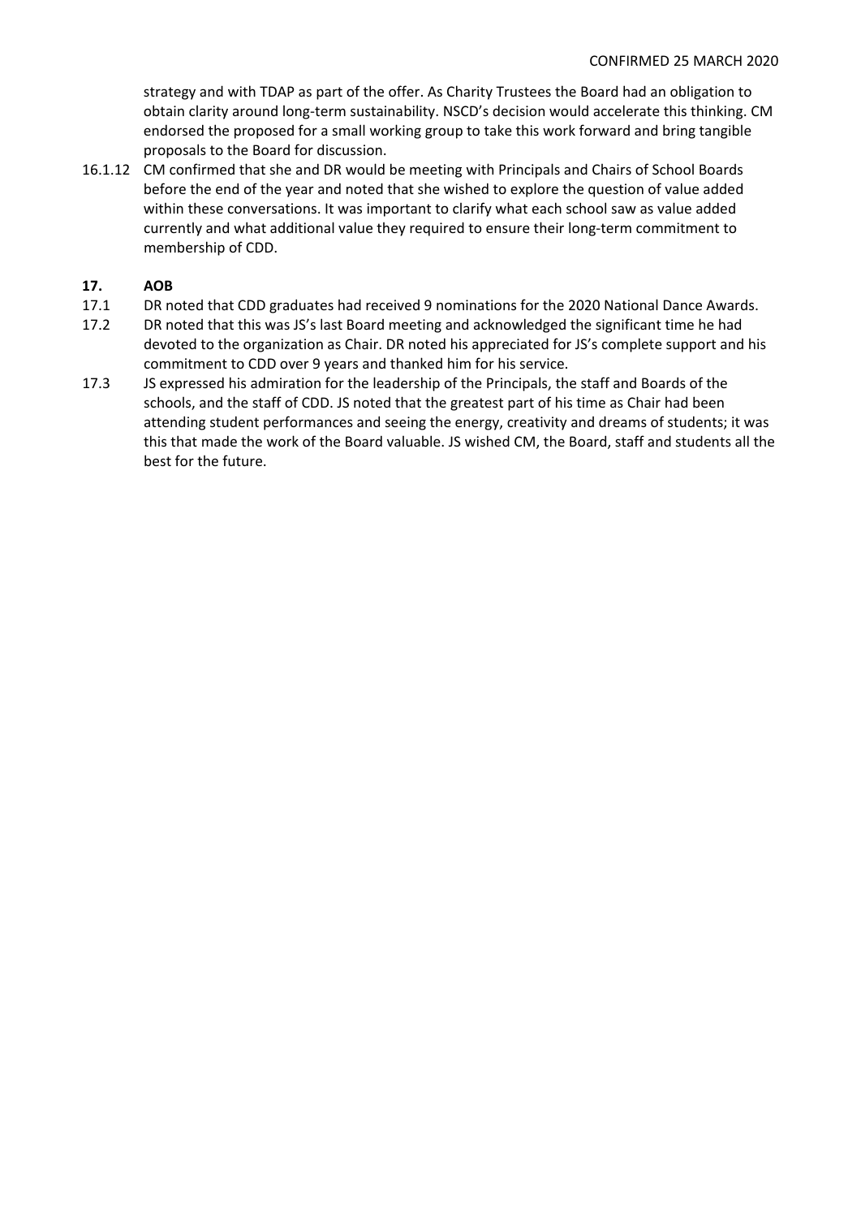strategy and with TDAP as part of the offer. As Charity Trustees the Board had an obligation to obtain clarity around long-term sustainability. NSCD's decision would accelerate this thinking. CM endorsed the proposed for a small working group to take this work forward and bring tangible proposals to the Board for discussion.

16.1.12 CM confirmed that she and DR would be meeting with Principals and Chairs of School Boards before the end of the year and noted that she wished to explore the question of value added within these conversations. It was important to clarify what each school saw as value added currently and what additional value they required to ensure their long-term commitment to membership of CDD.

**17. AOB**

17.1 DR noted that CDD graduates had received 9 nominations for the 2020 National Dance Awards.

17.2 DR noted that this was JS's last Board meeting and acknowledged the significant time he had devoted to the organization as Chair. DR noted his appreciated for JS's complete support and his commitment to CDD over 9 years and thanked him for his service.

17.3 JS expressed his admiration for the leadership of the Principals, the staff and Boards of the schools, and the staff of CDD. JS noted that the greatest part of his time as Chair had been attending student performances and seeing the energy, creativity and dreams of students; it was this that made the work of the Board valuable. JS wished CM, the Board, staff and students all the best for the future.